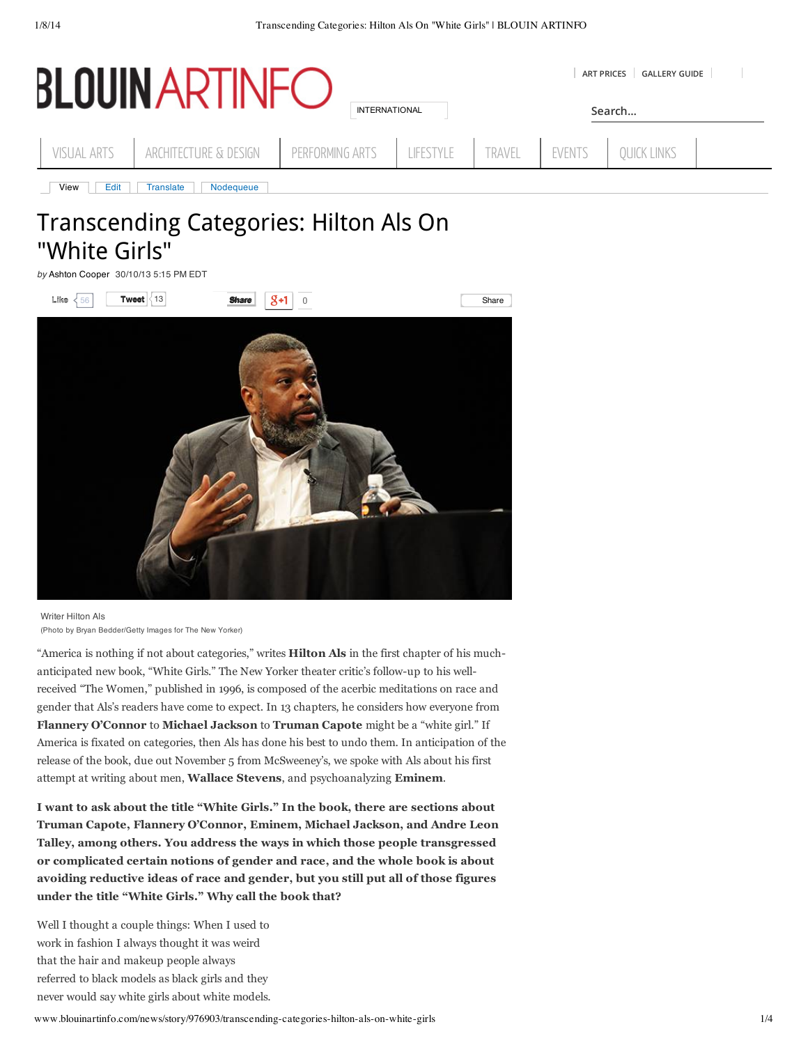# Transcending Categories: Hilton Als On "White Girls"

*by* Ashton Cooper 30/10/13 5:15 PM EDT

Writer Hilton Als
(Photo by Bryan Bedder/Getty Images for The New Yorker)

"America is nothing if not about categories," writes **Hilton Als** in the first chapter of his much-anticipated new book, "White Girls." The New Yorker theater critic's follow-up to his well-received "The Women," published in 1996, is composed of the acerbic meditations on race and gender that Als's readers have come to expect. In 13 chapters, he considers how everyone from **Flannery O'Connor** to **Michael Jackson** to **Truman Capote** might be a "white girl." If America is fixated on categories, then Als has done his best to undo them. In anticipation of the release of the book, due out November 5 from McSweeney's, we spoke with Als about his first attempt at writing about men, **Wallace Stevens**, and psychoanalyzing **Eminem**.

**I want to ask about the title "White Girls." In the book, there are sections about Truman Capote, Flannery O'Connor, Eminem, Michael Jackson, and Andre Leon Talley, among others. You address the ways in which those people transgressed or complicated certain notions of gender and race, and the whole book is about avoiding reductive ideas of race and gender, but you still put all of those figures under the title "White Girls." Why call the book that?**

Well I thought a couple things: When I used to work in fashion I always thought it was weird that the hair and makeup people always referred to black models as black girls and they never would say white girls about white models.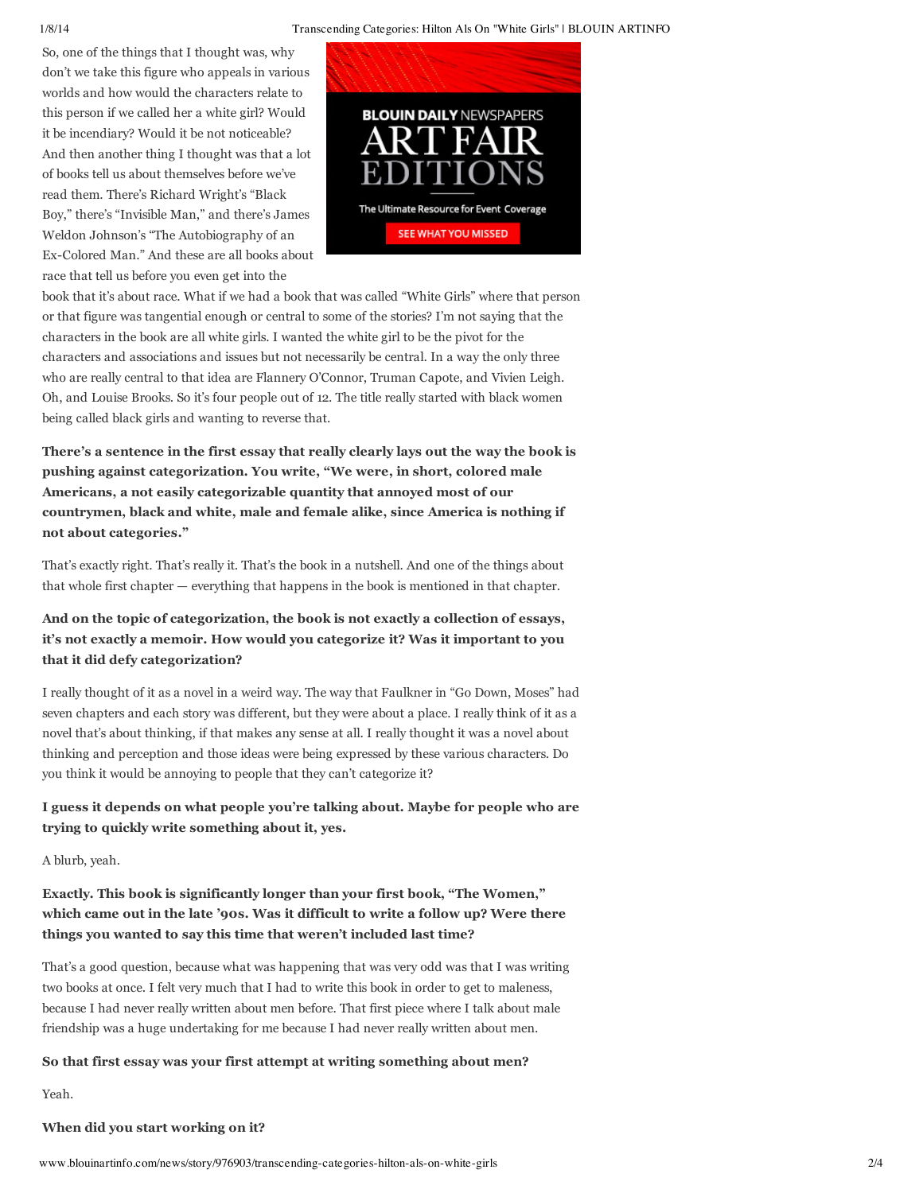So, one of the things that I thought was, why don't we take this figure who appeals in various worlds and how would the characters relate to this person if we called her a white girl? Would it be incendiary? Would it be not noticeable? And then another thing I thought was that a lot of books tell us about themselves before we've read them. There's Richard Wright's "Black Boy," there's "Invisible Man," and there's James Weldon Johnson's "The Autobiography of an Ex-Colored Man." And these are all books about race that tell us before you even get into the book that it's about race. What if we had a book that was called "White Girls" where that person or that figure was tangential enough or central to some of the stories? I'm not saying that the characters in the book are all white girls. I wanted the white girl to be the pivot for the characters and associations and issues but not necessarily be central. In a way the only three who are really central to that idea are Flannery O'Connor, Truman Capote, and Vivien Leigh. Oh, and Louise Brooks. So it's four people out of 12. The title really started with black women being called black girls and wanting to reverse that.

**There's a sentence in the first essay that really clearly lays out the way the book is pushing against categorization. You write, "We were, in short, colored male Americans, a not easily categorizable quantity that annoyed most of our countrymen, black and white, male and female alike, since America is nothing if not about categories."**

That's exactly right. That's really it. That's the book in a nutshell. And one of the things about that whole first chapter — everything that happens in the book is mentioned in that chapter.

**And on the topic of categorization, the book is not exactly a collection of essays, it's not exactly a memoir. How would you categorize it? Was it important to you that it did defy categorization?**

I really thought of it as a novel in a weird way. The way that Faulkner in "Go Down, Moses" had seven chapters and each story was different, but they were about a place. I really think of it as a novel that's about thinking, if that makes any sense at all. I really thought it was a novel about thinking and perception and those ideas were being expressed by these various characters. Do you think it would be annoying to people that they can't categorize it?

**I guess it depends on what people you're talking about. Maybe for people who are trying to quickly write something about it, yes.**

A blurb, yeah.

**Exactly. This book is significantly longer than your first book, "The Women," which came out in the late '90s. Was it difficult to write a follow up? Were there things you wanted to say this time that weren't included last time?**

That's a good question, because what was happening that was very odd was that I was writing two books at once. I felt very much that I had to write this book in order to get to maleness, because I had never really written about men before. That first piece where I talk about male friendship was a huge undertaking for me because I had never really written about men.

**So that first essay was your first attempt at writing something about men?**

Yeah.

**When did you start working on it?**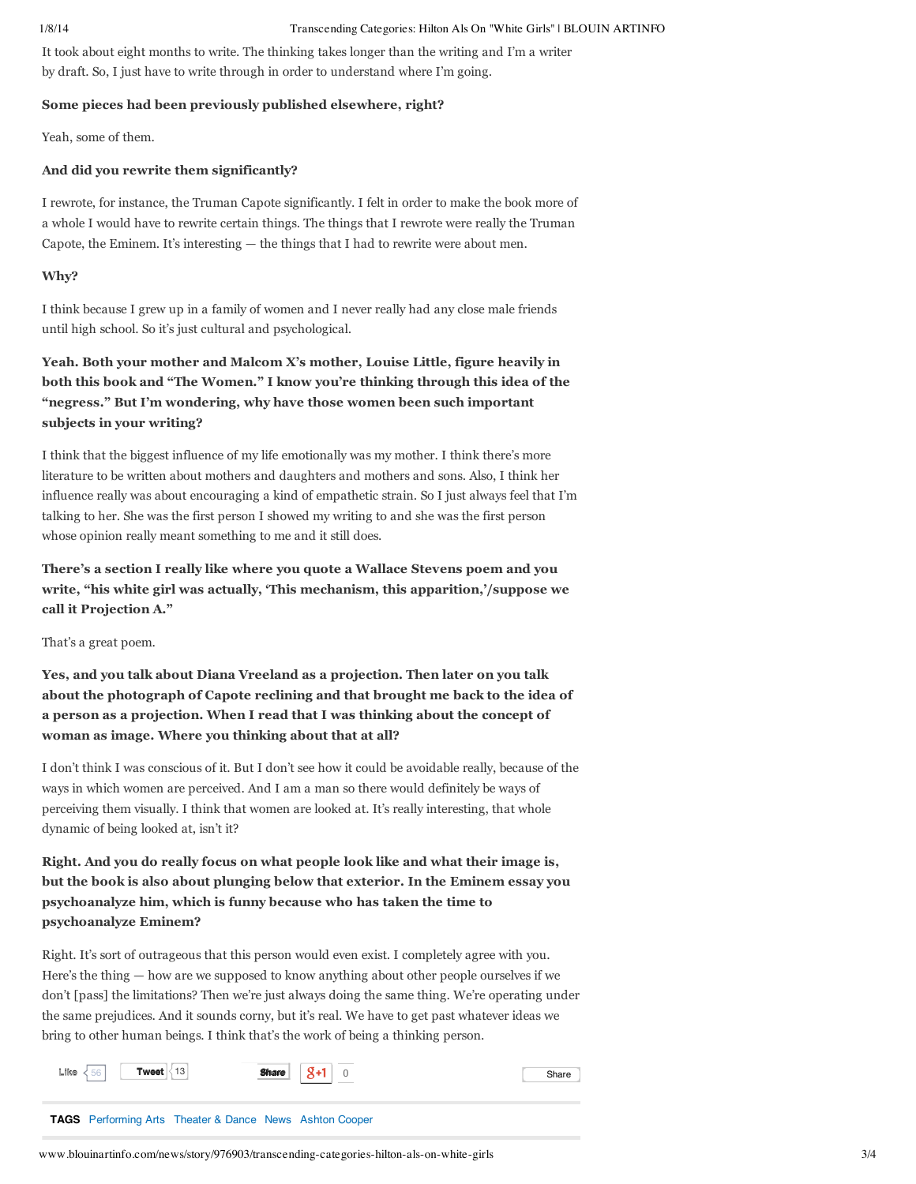It took about eight months to write. The thinking takes longer than the writing and I'm a writer by draft. So, I just have to write through in order to understand where I'm going.

**Some pieces had been previously published elsewhere, right?**

Yeah, some of them.

**And did you rewrite them significantly?**

I rewrote, for instance, the Truman Capote significantly. I felt in order to make the book more of a whole I would have to rewrite certain things. The things that I rewrote were really the Truman Capote, the Eminem. It's interesting — the things that I had to rewrite were about men.

**Why?**

I think because I grew up in a family of women and I never really had any close male friends until high school. So it's just cultural and psychological.

**Yeah. Both your mother and Malcom X's mother, Louise Little, figure heavily in both this book and "The Women." I know you're thinking through this idea of the "negress." But I'm wondering, why have those women been such important subjects in your writing?**

I think that the biggest influence of my life emotionally was my mother. I think there's more literature to be written about mothers and daughters and mothers and sons. Also, I think her influence really was about encouraging a kind of empathetic strain. So I just always feel that I'm talking to her. She was the first person I showed my writing to and she was the first person whose opinion really meant something to me and it still does.

**There's a section I really like where you quote a Wallace Stevens poem and you write, "his white girl was actually, 'This mechanism, this apparition,'/suppose we call it Projection A."**

That's a great poem.

**Yes, and you talk about Diana Vreeland as a projection. Then later on you talk about the photograph of Capote reclining and that brought me back to the idea of a person as a projection. When I read that I was thinking about the concept of woman as image. Where you thinking about that at all?**

I don't think I was conscious of it. But I don't see how it could be avoidable really, because of the ways in which women are perceived. And I am a man so there would definitely be ways of perceiving them visually. I think that women are looked at. It's really interesting, that whole dynamic of being looked at, isn't it?

**Right. And you do really focus on what people look like and what their image is, but the book is also about plunging below that exterior. In the Eminem essay you psychoanalyze him, which is funny because who has taken the time to psychoanalyze Eminem?**

Right. It's sort of outrageous that this person would even exist. I completely agree with you. Here's the thing — how are we supposed to know anything about other people ourselves if we don't [pass] the limitations? Then we're just always doing the same thing. We're operating under the same prejudices. And it sounds corny, but it's real. We have to get past whatever ideas we bring to other human beings. I think that's the work of being a thinking person.

**TAGS** Performing Arts Theater & Dance News Ashton Cooper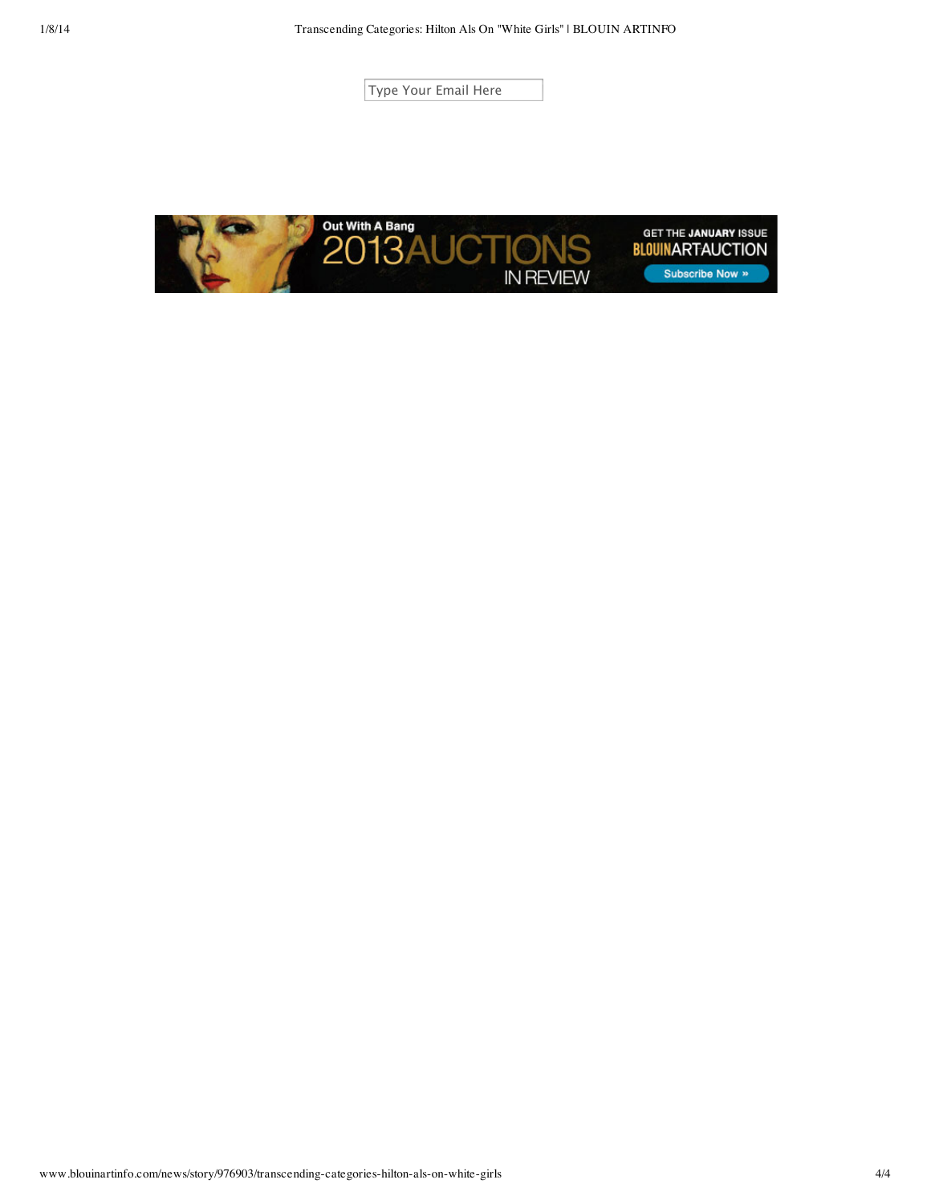Type Your Email Here

Out With A Bang

2013 AUCTIONS IN REVIEW

GET THE JANUARY ISSUE

BLOUINARTAUCTION

Subscribe Now »